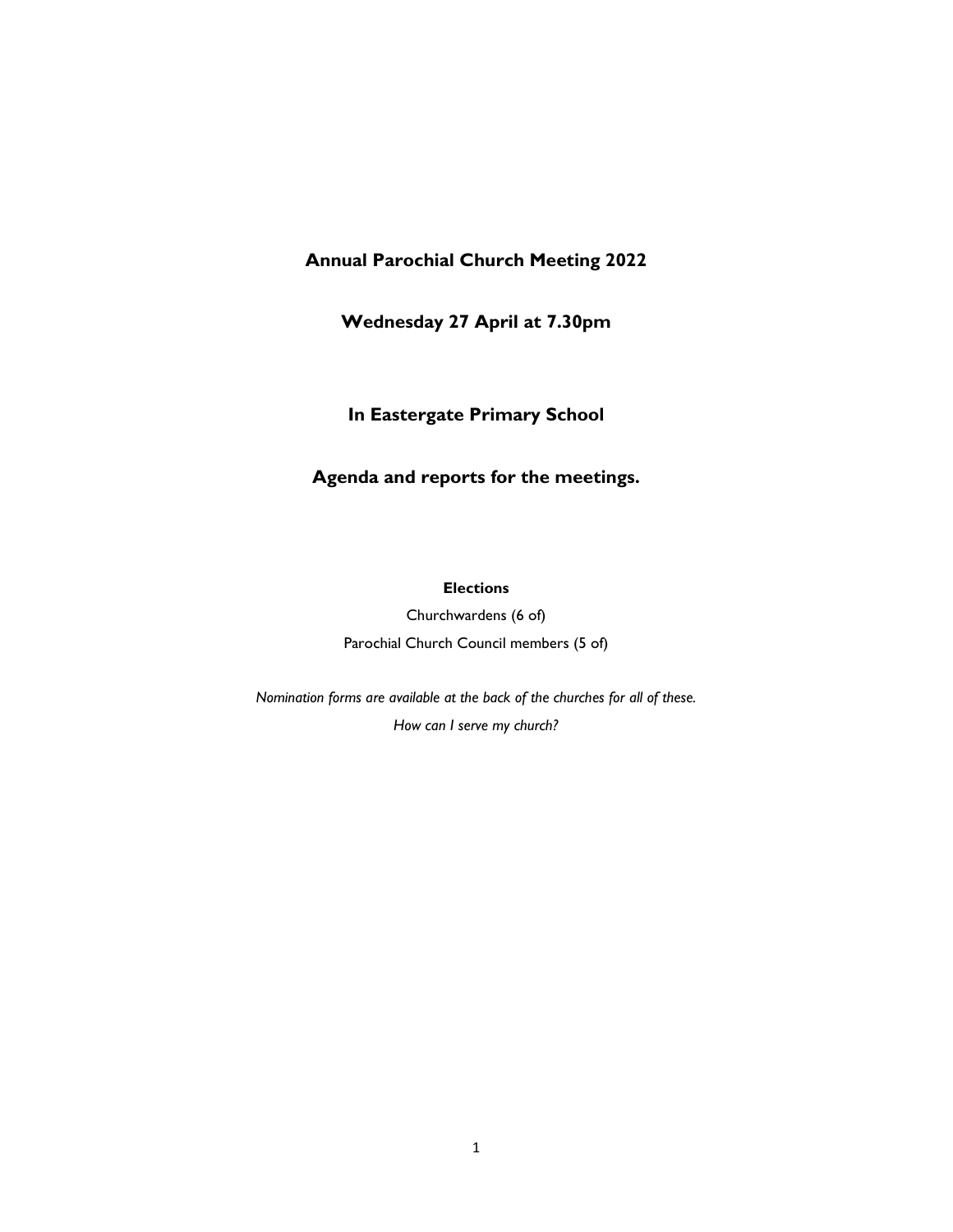# Annual Parochial Church Meeting 2022

## Wednesday 27 April at 7.30pm

## In Eastergate Primary School

## Agenda and reports for the meetings.

**Elections**

Churchwardens (6 of)

Parochial Church Council members (5 of)

*Nomination forms are available at the back of the churches for all of these.*

*How can I serve my church?*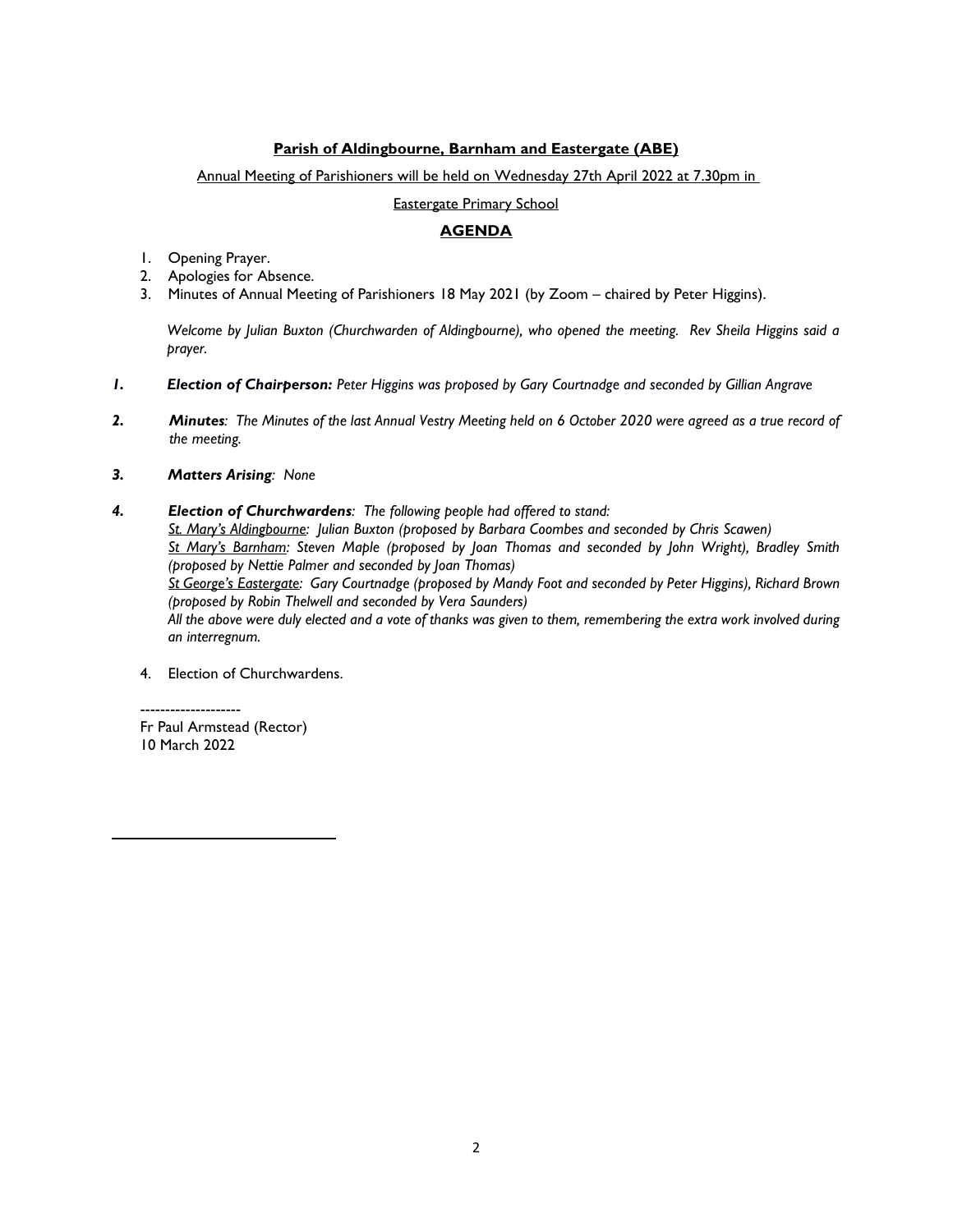**Parish of Aldingbourne, Barnham and Eastergate (ABE)**

Annual Meeting of Parishioners will be held on Wednesday 27th April 2022 at 7.30pm in

Eastergate Primary School

**AGENDA**

1. Opening Prayer.
2. Apologies for Absence.
3. Minutes of Annual Meeting of Parishioners 18 May 2021 (by Zoom – chaired by Peter Higgins).

*Welcome by Julian Buxton (Churchwarden of Aldingbourne), who opened the meeting. Rev Sheila Higgins said a prayer.*

*1.* ***Election of Chairperson:*** *Peter Higgins was proposed by Gary Courtnadge and seconded by Gillian Angrave*

*2.* ***Minutes****: The Minutes of the last Annual Vestry Meeting held on 6 October 2020 were agreed as a true record of the meeting.*

*3.* ***Matters Arising****: None*

*4.* ***Election of Churchwardens****: The following people had offered to stand:*
*St. Mary's Aldingbourne: Julian Buxton (proposed by Barbara Coombes and seconded by Chris Scawen)*
*St Mary's Barnham: Steven Maple (proposed by Joan Thomas and seconded by John Wright), Bradley Smith (proposed by Nettie Palmer and seconded by Joan Thomas)*
*St George's Eastergate: Gary Courtnadge (proposed by Mandy Foot and seconded by Peter Higgins), Richard Brown (proposed by Robin Thelwell and seconded by Vera Saunders)*
*All the above were duly elected and a vote of thanks was given to them, remembering the extra work involved during an interregnum.*

4. Election of Churchwardens.

--------------------
Fr Paul Armstead (Rector)
10 March 2022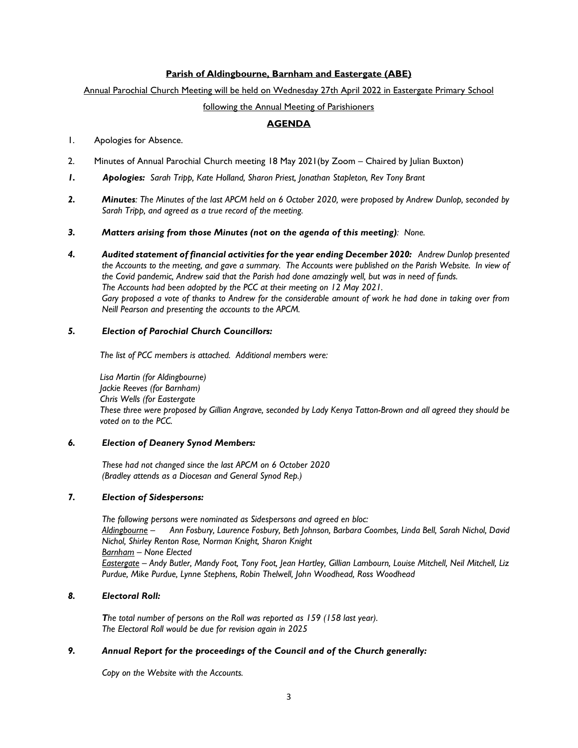**Parish of Aldingbourne, Barnham and Eastergate (ABE)**

Annual Parochial Church Meeting will be held on Wednesday 27th April 2022 in Eastergate Primary School

following the Annual Meeting of Parishioners

**AGENDA**

1. Apologies for Absence.

2. Minutes of Annual Parochial Church meeting 18 May 2021(by Zoom – Chaired by Julian Buxton)

*1.* ***Apologies:*** *Sarah Tripp, Kate Holland, Sharon Priest, Jonathan Stapleton, Rev Tony Brant*

*2.* ***Minutes****: The Minutes of the last APCM held on 6 October 2020, were proposed by Andrew Dunlop, seconded by Sarah Tripp, and agreed as a true record of the meeting.*

*3.* ***Matters arising from those Minutes (not on the agenda of this meeting)****: None.*

*4.* ***Audited statement of financial activities for the year ending December 2020:*** *Andrew Dunlop presented the Accounts to the meeting, and gave a summary. The Accounts were published on the Parish Website. In view of the Covid pandemic, Andrew said that the Parish had done amazingly well, but was in need of funds.*
*The Accounts had been adopted by the PCC at their meeting on 12 May 2021.*
*Gary proposed a vote of thanks to Andrew for the considerable amount of work he had done in taking over from Neill Pearson and presenting the accounts to the APCM.*

*5.* ***Election of Parochial Church Councillors:***

*The list of PCC members is attached. Additional members were:*

*Lisa Martin (for Aldingbourne)*
*Jackie Reeves (for Barnham)*
*Chris Wells (for Eastergate*
*These three were proposed by Gillian Angrave, seconded by Lady Kenya Tatton-Brown and all agreed they should be voted on to the PCC.*

*6.* ***Election of Deanery Synod Members:***

*These had not changed since the last APCM on 6 October 2020*
*(Bradley attends as a Diocesan and General Synod Rep.)*

*7.* ***Election of Sidespersons:***

*The following persons were nominated as Sidespersons and agreed en bloc:*
*Aldingbourne – Ann Fosbury, Laurence Fosbury, Beth Johnson, Barbara Coombes, Linda Bell, Sarah Nichol, David Nichol, Shirley Renton Rose, Norman Knight, Sharon Knight*
*Barnham – None Elected*
*Eastergate – Andy Butler, Mandy Foot, Tony Foot, Jean Hartley, Gillian Lambourn, Louise Mitchell, Neil Mitchell, Liz Purdue, Mike Purdue, Lynne Stephens, Robin Thelwell, John Woodhead, Ross Woodhead*

*8.* ***Electoral Roll:***

***T****he total number of persons on the Roll was reported as 159 (158 last year).*
*The Electoral Roll would be due for revision again in 2025*

*9.* ***Annual Report for the proceedings of the Council and of the Church generally:***

*Copy on the Website with the Accounts.*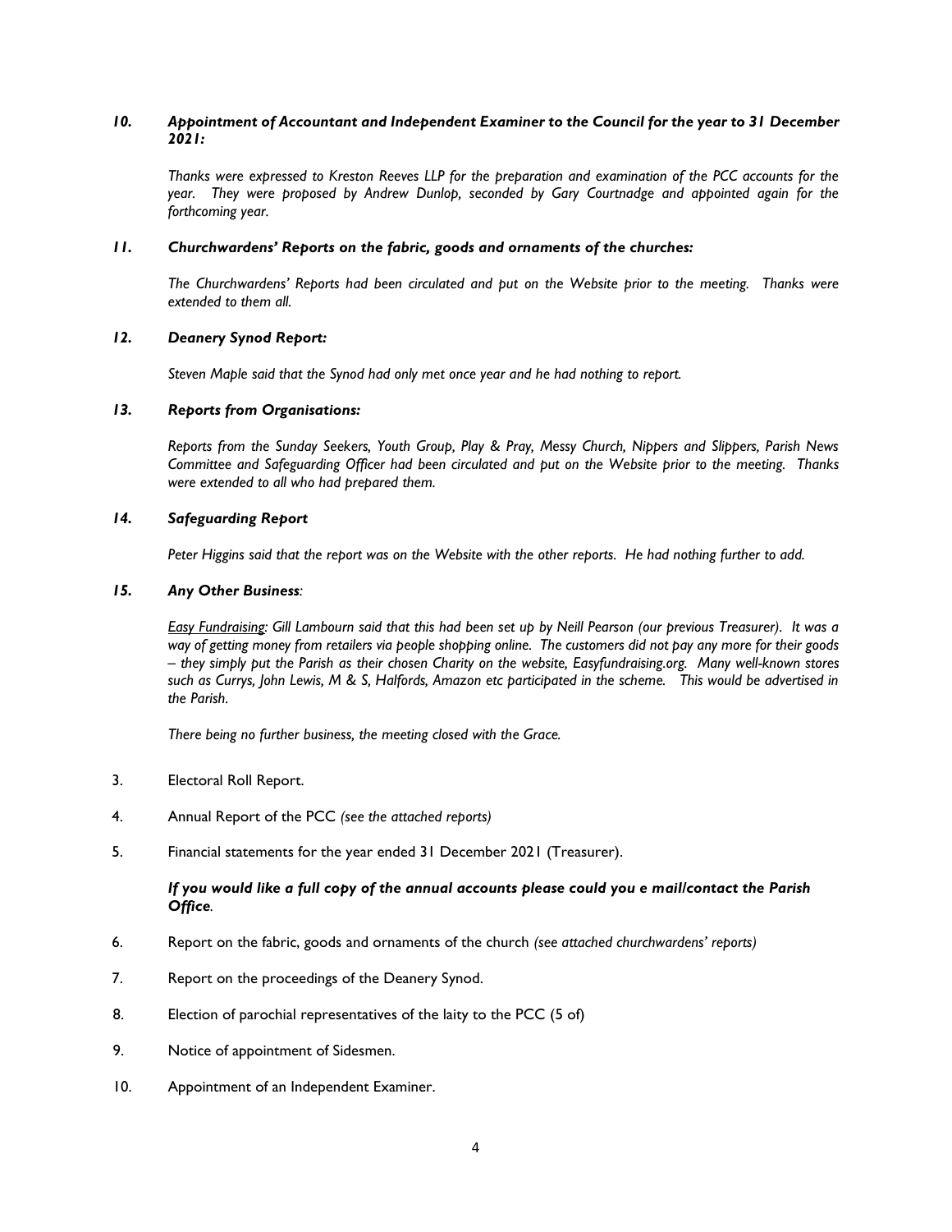*10. **Appointment of Accountant and Independent Examiner to the Council for the year to 31 December 2021:***

*Thanks were expressed to Kreston Reeves LLP for the preparation and examination of the PCC accounts for the year. They were proposed by Andrew Dunlop, seconded by Gary Courtnadge and appointed again for the forthcoming year.*

*11. **Churchwardens' Reports on the fabric, goods and ornaments of the churches:***

*The Churchwardens' Reports had been circulated and put on the Website prior to the meeting. Thanks were extended to them all.*

*12. **Deanery Synod Report:***

*Steven Maple said that the Synod had only met once year and he had nothing to report.*

*13. **Reports from Organisations:***

*Reports from the Sunday Seekers, Youth Group, Play & Pray, Messy Church, Nippers and Slippers, Parish News Committee and Safeguarding Officer had been circulated and put on the Website prior to the meeting. Thanks were extended to all who had prepared them.*

*14. **Safeguarding Report***

*Peter Higgins said that the report was on the Website with the other reports. He had nothing further to add.*

*15. **Any Other Business**:*

*<u>Easy Fundraising</u>: Gill Lambourn said that this had been set up by Neill Pearson (our previous Treasurer). It was a way of getting money from retailers via people shopping online. The customers did not pay any more for their goods – they simply put the Parish as their chosen Charity on the website, Easyfundraising.org. Many well-known stores such as Currys, John Lewis, M & S, Halfords, Amazon etc participated in the scheme. This would be advertised in the Parish.*

*There being no further business, the meeting closed with the Grace.*

3. Electoral Roll Report.

4. Annual Report of the PCC *(see the attached reports)*

5. Financial statements for the year ended 31 December 2021 (Treasurer).

   ***If you would like a full copy of the annual accounts please could you e mail/contact the Parish Office.***

6. Report on the fabric, goods and ornaments of the church *(see attached churchwardens' reports)*

7. Report on the proceedings of the Deanery Synod.

8. Election of parochial representatives of the laity to the PCC (5 of)

9. Notice of appointment of Sidesmen.

10. Appointment of an Independent Examiner.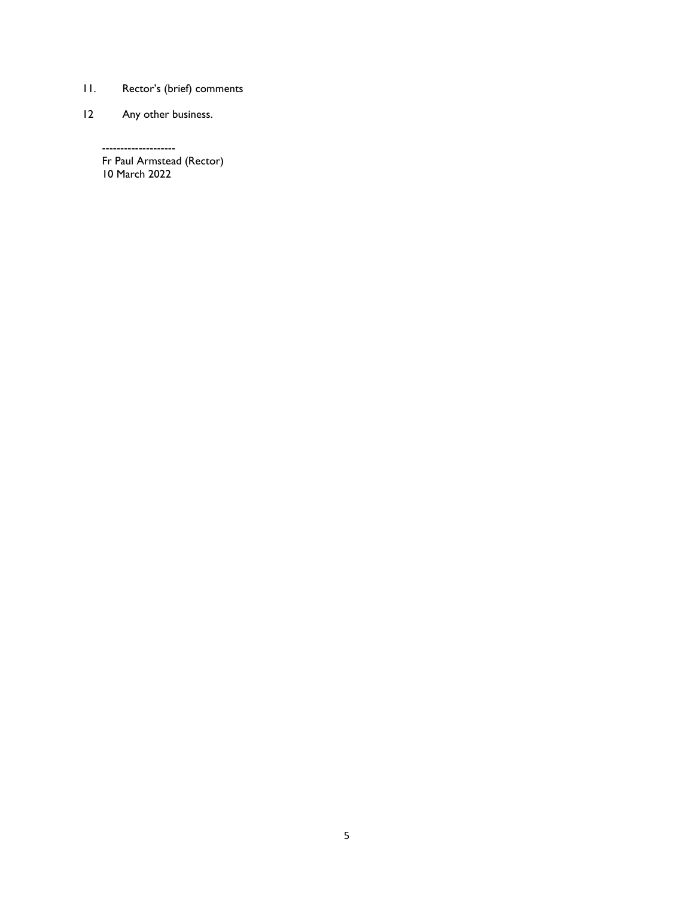11. Rector's (brief) comments

12 Any other business.

-------------------
Fr Paul Armstead (Rector)
10 March 2022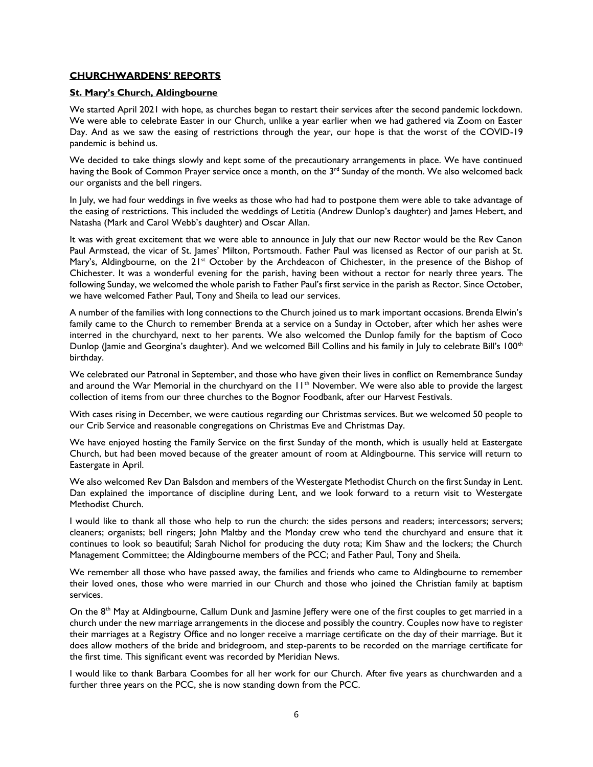## CHURCHWARDENS' REPORTS

### St. Mary's Church, Aldingbourne

We started April 2021 with hope, as churches began to restart their services after the second pandemic lockdown. We were able to celebrate Easter in our Church, unlike a year earlier when we had gathered via Zoom on Easter Day. And as we saw the easing of restrictions through the year, our hope is that the worst of the COVID-19 pandemic is behind us.

We decided to take things slowly and kept some of the precautionary arrangements in place. We have continued having the Book of Common Prayer service once a month, on the 3rd Sunday of the month. We also welcomed back our organists and the bell ringers.

In July, we had four weddings in five weeks as those who had had to postpone them were able to take advantage of the easing of restrictions. This included the weddings of Letitia (Andrew Dunlop's daughter) and James Hebert, and Natasha (Mark and Carol Webb's daughter) and Oscar Allan.

It was with great excitement that we were able to announce in July that our new Rector would be the Rev Canon Paul Armstead, the vicar of St. James' Milton, Portsmouth. Father Paul was licensed as Rector of our parish at St. Mary's, Aldingbourne, on the 21st October by the Archdeacon of Chichester, in the presence of the Bishop of Chichester. It was a wonderful evening for the parish, having been without a rector for nearly three years. The following Sunday, we welcomed the whole parish to Father Paul's first service in the parish as Rector. Since October, we have welcomed Father Paul, Tony and Sheila to lead our services.

A number of the families with long connections to the Church joined us to mark important occasions. Brenda Elwin's family came to the Church to remember Brenda at a service on a Sunday in October, after which her ashes were interred in the churchyard, next to her parents. We also welcomed the Dunlop family for the baptism of Coco Dunlop (Jamie and Georgina's daughter). And we welcomed Bill Collins and his family in July to celebrate Bill's 100th birthday.

We celebrated our Patronal in September, and those who have given their lives in conflict on Remembrance Sunday and around the War Memorial in the churchyard on the 11th November. We were also able to provide the largest collection of items from our three churches to the Bognor Foodbank, after our Harvest Festivals.

With cases rising in December, we were cautious regarding our Christmas services. But we welcomed 50 people to our Crib Service and reasonable congregations on Christmas Eve and Christmas Day.

We have enjoyed hosting the Family Service on the first Sunday of the month, which is usually held at Eastergate Church, but had been moved because of the greater amount of room at Aldingbourne. This service will return to Eastergate in April.

We also welcomed Rev Dan Balsdon and members of the Westergate Methodist Church on the first Sunday in Lent. Dan explained the importance of discipline during Lent, and we look forward to a return visit to Westergate Methodist Church.

I would like to thank all those who help to run the church: the sides persons and readers; intercessors; servers; cleaners; organists; bell ringers; John Maltby and the Monday crew who tend the churchyard and ensure that it continues to look so beautiful; Sarah Nichol for producing the duty rota; Kim Shaw and the lockers; the Church Management Committee; the Aldingbourne members of the PCC; and Father Paul, Tony and Sheila.

We remember all those who have passed away, the families and friends who came to Aldingbourne to remember their loved ones, those who were married in our Church and those who joined the Christian family at baptism services.

On the 8th May at Aldingbourne, Callum Dunk and Jasmine Jeffery were one of the first couples to get married in a church under the new marriage arrangements in the diocese and possibly the country. Couples now have to register their marriages at a Registry Office and no longer receive a marriage certificate on the day of their marriage. But it does allow mothers of the bride and bridegroom, and step-parents to be recorded on the marriage certificate for the first time. This significant event was recorded by Meridian News.

I would like to thank Barbara Coombes for all her work for our Church. After five years as churchwarden and a further three years on the PCC, she is now standing down from the PCC.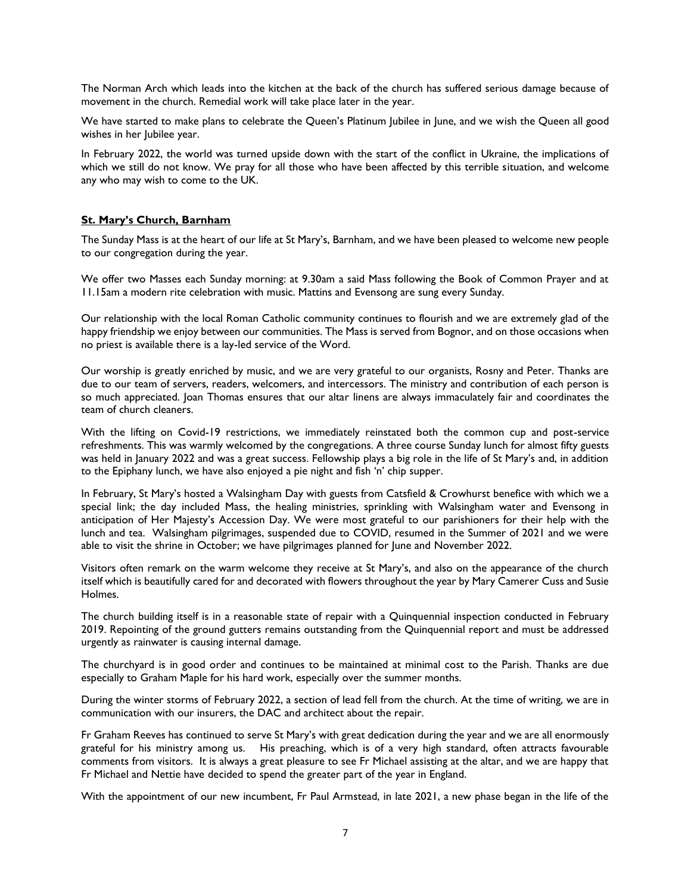The Norman Arch which leads into the kitchen at the back of the church has suffered serious damage because of movement in the church. Remedial work will take place later in the year.

We have started to make plans to celebrate the Queen's Platinum Jubilee in June, and we wish the Queen all good wishes in her Jubilee year.

In February 2022, the world was turned upside down with the start of the conflict in Ukraine, the implications of which we still do not know. We pray for all those who have been affected by this terrible situation, and welcome any who may wish to come to the UK.

**St. Mary's Church, Barnham**

The Sunday Mass is at the heart of our life at St Mary's, Barnham, and we have been pleased to welcome new people to our congregation during the year.

We offer two Masses each Sunday morning: at 9.30am a said Mass following the Book of Common Prayer and at 11.15am a modern rite celebration with music. Mattins and Evensong are sung every Sunday.

Our relationship with the local Roman Catholic community continues to flourish and we are extremely glad of the happy friendship we enjoy between our communities. The Mass is served from Bognor, and on those occasions when no priest is available there is a lay-led service of the Word.

Our worship is greatly enriched by music, and we are very grateful to our organists, Rosny and Peter. Thanks are due to our team of servers, readers, welcomers, and intercessors. The ministry and contribution of each person is so much appreciated. Joan Thomas ensures that our altar linens are always immaculately fair and coordinates the team of church cleaners.

With the lifting on Covid-19 restrictions, we immediately reinstated both the common cup and post-service refreshments. This was warmly welcomed by the congregations. A three course Sunday lunch for almost fifty guests was held in January 2022 and was a great success. Fellowship plays a big role in the life of St Mary's and, in addition to the Epiphany lunch, we have also enjoyed a pie night and fish 'n' chip supper.

In February, St Mary's hosted a Walsingham Day with guests from Catsfield & Crowhurst benefice with which we a special link; the day included Mass, the healing ministries, sprinkling with Walsingham water and Evensong in anticipation of Her Majesty's Accession Day. We were most grateful to our parishioners for their help with the lunch and tea. Walsingham pilgrimages, suspended due to COVID, resumed in the Summer of 2021 and we were able to visit the shrine in October; we have pilgrimages planned for June and November 2022.

Visitors often remark on the warm welcome they receive at St Mary's, and also on the appearance of the church itself which is beautifully cared for and decorated with flowers throughout the year by Mary Camerer Cuss and Susie Holmes.

The church building itself is in a reasonable state of repair with a Quinquennial inspection conducted in February 2019. Repointing of the ground gutters remains outstanding from the Quinquennial report and must be addressed urgently as rainwater is causing internal damage.

The churchyard is in good order and continues to be maintained at minimal cost to the Parish. Thanks are due especially to Graham Maple for his hard work, especially over the summer months.

During the winter storms of February 2022, a section of lead fell from the church. At the time of writing, we are in communication with our insurers, the DAC and architect about the repair.

Fr Graham Reeves has continued to serve St Mary's with great dedication during the year and we are all enormously grateful for his ministry among us. His preaching, which is of a very high standard, often attracts favourable comments from visitors. It is always a great pleasure to see Fr Michael assisting at the altar, and we are happy that Fr Michael and Nettie have decided to spend the greater part of the year in England.

With the appointment of our new incumbent, Fr Paul Armstead, in late 2021, a new phase began in the life of the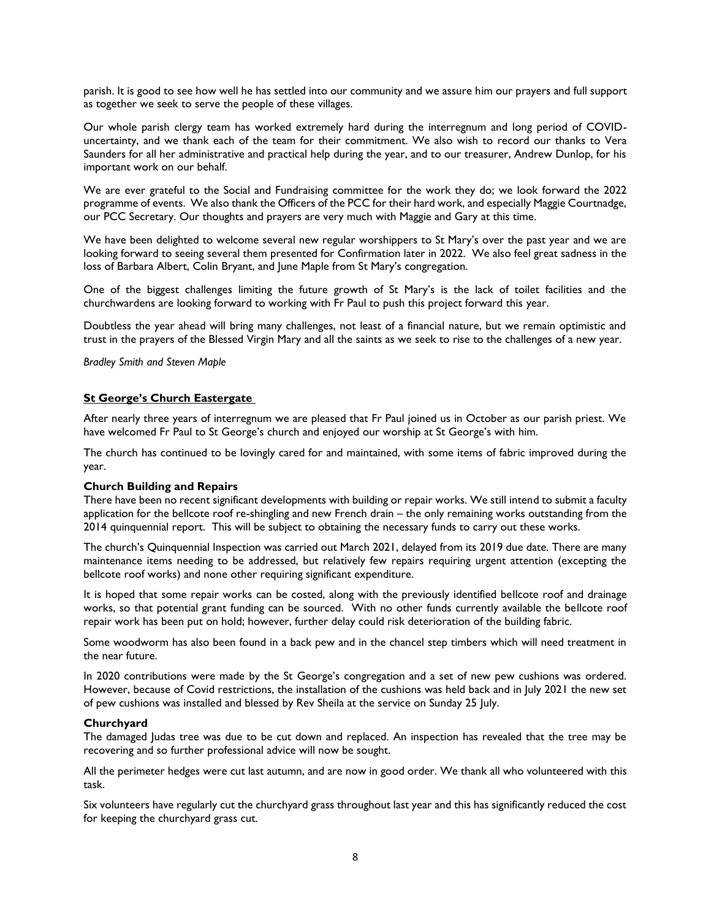parish. It is good to see how well he has settled into our community and we assure him our prayers and full support as together we seek to serve the people of these villages.

Our whole parish clergy team has worked extremely hard during the interregnum and long period of COVID-uncertainty, and we thank each of the team for their commitment. We also wish to record our thanks to Vera Saunders for all her administrative and practical help during the year, and to our treasurer, Andrew Dunlop, for his important work on our behalf.

We are ever grateful to the Social and Fundraising committee for the work they do; we look forward the 2022 programme of events. We also thank the Officers of the PCC for their hard work, and especially Maggie Courtnadge, our PCC Secretary. Our thoughts and prayers are very much with Maggie and Gary at this time.

We have been delighted to welcome several new regular worshippers to St Mary's over the past year and we are looking forward to seeing several them presented for Confirmation later in 2022. We also feel great sadness in the loss of Barbara Albert, Colin Bryant, and June Maple from St Mary's congregation.

One of the biggest challenges limiting the future growth of St Mary's is the lack of toilet facilities and the churchwardens are looking forward to working with Fr Paul to push this project forward this year.

Doubtless the year ahead will bring many challenges, not least of a financial nature, but we remain optimistic and trust in the prayers of the Blessed Virgin Mary and all the saints as we seek to rise to the challenges of a new year.

*Bradley Smith and Steven Maple*

## St George's Church Eastergate

After nearly three years of interregnum we are pleased that Fr Paul joined us in October as our parish priest. We have welcomed Fr Paul to St George's church and enjoyed our worship at St George's with him.

The church has continued to be lovingly cared for and maintained, with some items of fabric improved during the year.

### Church Building and Repairs

There have been no recent significant developments with building or repair works. We still intend to submit a faculty application for the bellcote roof re-shingling and new French drain – the only remaining works outstanding from the 2014 quinquennial report. This will be subject to obtaining the necessary funds to carry out these works.

The church's Quinquennial Inspection was carried out March 2021, delayed from its 2019 due date. There are many maintenance items needing to be addressed, but relatively few repairs requiring urgent attention (excepting the bellcote roof works) and none other requiring significant expenditure.

It is hoped that some repair works can be costed, along with the previously identified bellcote roof and drainage works, so that potential grant funding can be sourced. With no other funds currently available the bellcote roof repair work has been put on hold; however, further delay could risk deterioration of the building fabric.

Some woodworm has also been found in a back pew and in the chancel step timbers which will need treatment in the near future.

In 2020 contributions were made by the St George's congregation and a set of new pew cushions was ordered. However, because of Covid restrictions, the installation of the cushions was held back and in July 2021 the new set of pew cushions was installed and blessed by Rev Sheila at the service on Sunday 25 July.

### Churchyard

The damaged Judas tree was due to be cut down and replaced. An inspection has revealed that the tree may be recovering and so further professional advice will now be sought.

All the perimeter hedges were cut last autumn, and are now in good order. We thank all who volunteered with this task.

Six volunteers have regularly cut the churchyard grass throughout last year and this has significantly reduced the cost for keeping the churchyard grass cut.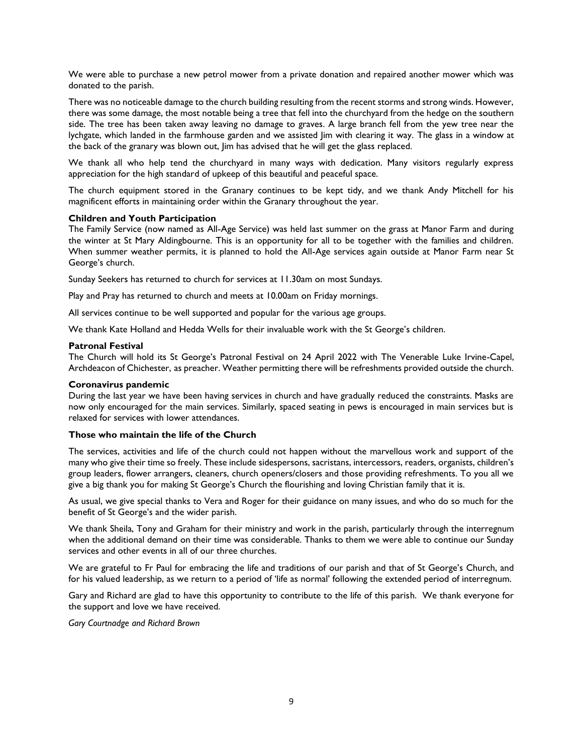We were able to purchase a new petrol mower from a private donation and repaired another mower which was donated to the parish.

There was no noticeable damage to the church building resulting from the recent storms and strong winds. However, there was some damage, the most notable being a tree that fell into the churchyard from the hedge on the southern side. The tree has been taken away leaving no damage to graves. A large branch fell from the yew tree near the lychgate, which landed in the farmhouse garden and we assisted Jim with clearing it way. The glass in a window at the back of the granary was blown out, Jim has advised that he will get the glass replaced.

We thank all who help tend the churchyard in many ways with dedication. Many visitors regularly express appreciation for the high standard of upkeep of this beautiful and peaceful space.

The church equipment stored in the Granary continues to be kept tidy, and we thank Andy Mitchell for his magnificent efforts in maintaining order within the Granary throughout the year.

**Children and Youth Participation**

The Family Service (now named as All-Age Service) was held last summer on the grass at Manor Farm and during the winter at St Mary Aldingbourne. This is an opportunity for all to be together with the families and children. When summer weather permits, it is planned to hold the All-Age services again outside at Manor Farm near St George's church.

Sunday Seekers has returned to church for services at 11.30am on most Sundays.

Play and Pray has returned to church and meets at 10.00am on Friday mornings.

All services continue to be well supported and popular for the various age groups.

We thank Kate Holland and Hedda Wells for their invaluable work with the St George's children.

**Patronal Festival**

The Church will hold its St George's Patronal Festival on 24 April 2022 with The Venerable Luke Irvine-Capel, Archdeacon of Chichester, as preacher. Weather permitting there will be refreshments provided outside the church.

**Coronavirus pandemic**

During the last year we have been having services in church and have gradually reduced the constraints. Masks are now only encouraged for the main services. Similarly, spaced seating in pews is encouraged in main services but is relaxed for services with lower attendances.

**Those who maintain the life of the Church**

The services, activities and life of the church could not happen without the marvellous work and support of the many who give their time so freely. These include sidespersons, sacristans, intercessors, readers, organists, children's group leaders, flower arrangers, cleaners, church openers/closers and those providing refreshments. To you all we give a big thank you for making St George's Church the flourishing and loving Christian family that it is.

As usual, we give special thanks to Vera and Roger for their guidance on many issues, and who do so much for the benefit of St George's and the wider parish.

We thank Sheila, Tony and Graham for their ministry and work in the parish, particularly through the interregnum when the additional demand on their time was considerable. Thanks to them we were able to continue our Sunday services and other events in all of our three churches.

We are grateful to Fr Paul for embracing the life and traditions of our parish and that of St George's Church, and for his valued leadership, as we return to a period of 'life as normal' following the extended period of interregnum.

Gary and Richard are glad to have this opportunity to contribute to the life of this parish. We thank everyone for the support and love we have received.

*Gary Courtnadge and Richard Brown*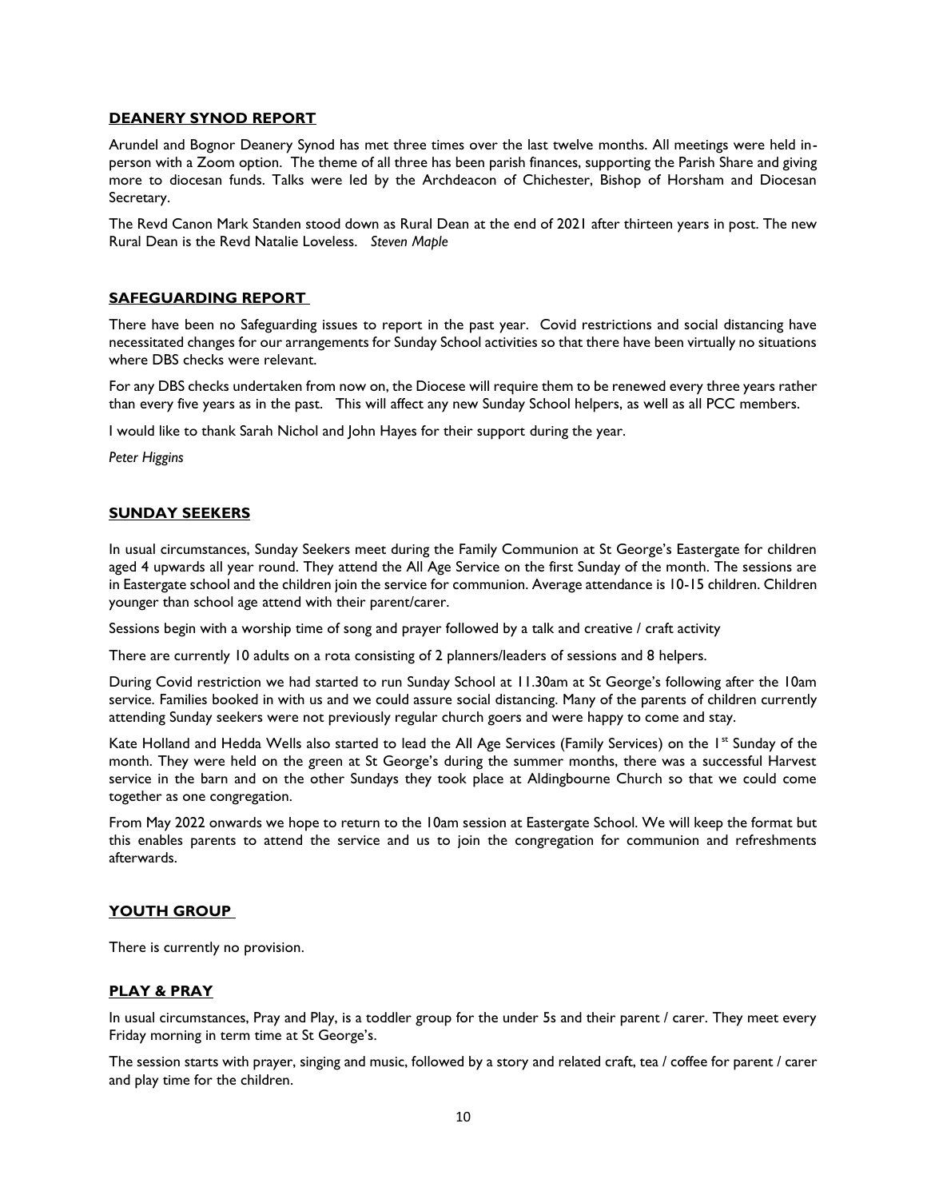## DEANERY SYNOD REPORT

Arundel and Bognor Deanery Synod has met three times over the last twelve months. All meetings were held in-person with a Zoom option. The theme of all three has been parish finances, supporting the Parish Share and giving more to diocesan funds. Talks were led by the Archdeacon of Chichester, Bishop of Horsham and Diocesan Secretary.

The Revd Canon Mark Standen stood down as Rural Dean at the end of 2021 after thirteen years in post. The new Rural Dean is the Revd Natalie Loveless. *Steven Maple*

## SAFEGUARDING REPORT

There have been no Safeguarding issues to report in the past year. Covid restrictions and social distancing have necessitated changes for our arrangements for Sunday School activities so that there have been virtually no situations where DBS checks were relevant.

For any DBS checks undertaken from now on, the Diocese will require them to be renewed every three years rather than every five years as in the past. This will affect any new Sunday School helpers, as well as all PCC members.

I would like to thank Sarah Nichol and John Hayes for their support during the year.

*Peter Higgins*

## SUNDAY SEEKERS

In usual circumstances, Sunday Seekers meet during the Family Communion at St George's Eastergate for children aged 4 upwards all year round. They attend the All Age Service on the first Sunday of the month. The sessions are in Eastergate school and the children join the service for communion. Average attendance is 10-15 children. Children younger than school age attend with their parent/carer.

Sessions begin with a worship time of song and prayer followed by a talk and creative / craft activity

There are currently 10 adults on a rota consisting of 2 planners/leaders of sessions and 8 helpers.

During Covid restriction we had started to run Sunday School at 11.30am at St George's following after the 10am service. Families booked in with us and we could assure social distancing. Many of the parents of children currently attending Sunday seekers were not previously regular church goers and were happy to come and stay.

Kate Holland and Hedda Wells also started to lead the All Age Services (Family Services) on the 1st Sunday of the month. They were held on the green at St George's during the summer months, there was a successful Harvest service in the barn and on the other Sundays they took place at Aldingbourne Church so that we could come together as one congregation.

From May 2022 onwards we hope to return to the 10am session at Eastergate School. We will keep the format but this enables parents to attend the service and us to join the congregation for communion and refreshments afterwards.

## YOUTH GROUP

There is currently no provision.

## PLAY & PRAY

In usual circumstances, Pray and Play, is a toddler group for the under 5s and their parent / carer. They meet every Friday morning in term time at St George's.

The session starts with prayer, singing and music, followed by a story and related craft, tea / coffee for parent / carer and play time for the children.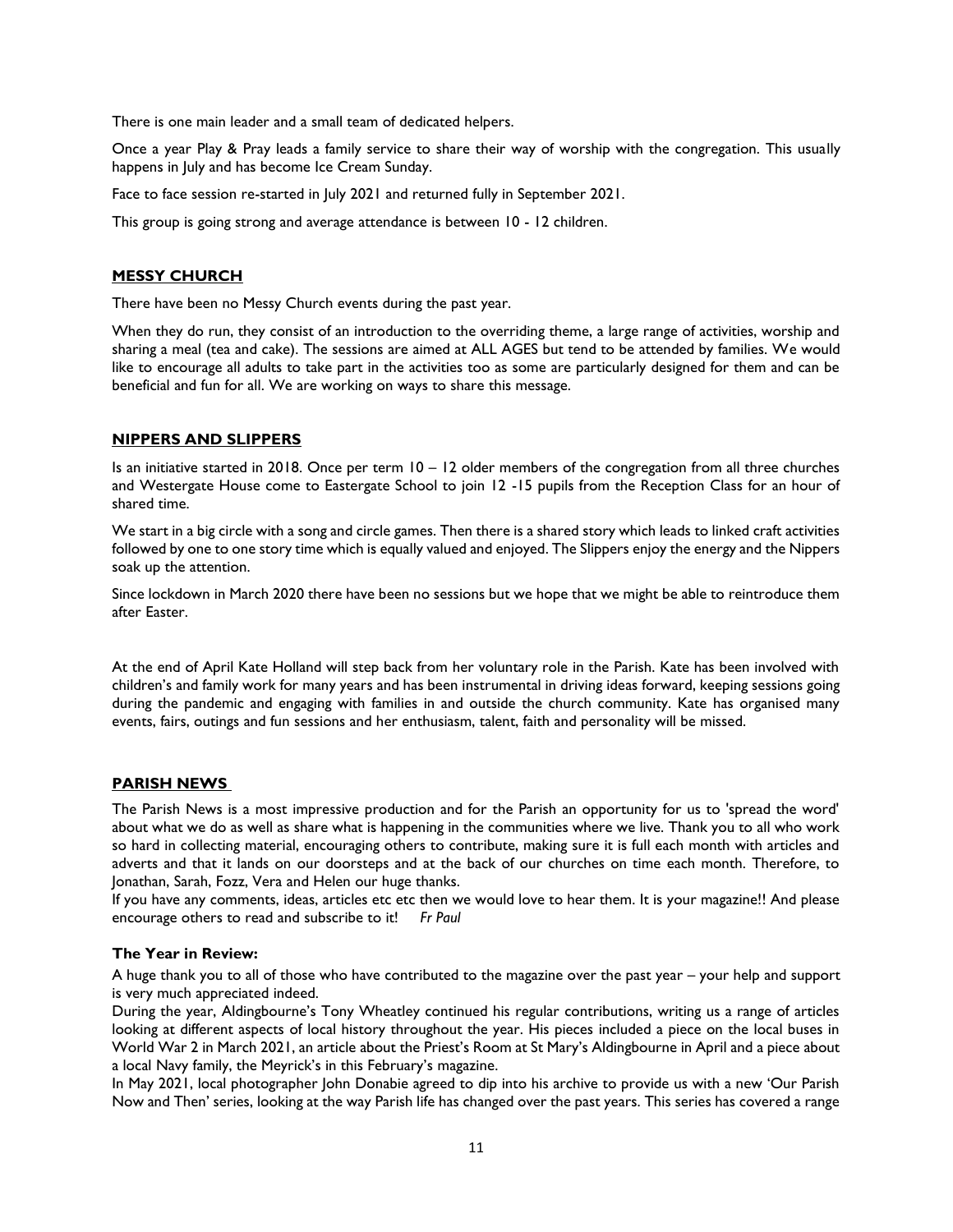There is one main leader and a small team of dedicated helpers.

Once a year Play & Pray leads a family service to share their way of worship with the congregation. This usually happens in July and has become Ice Cream Sunday.

Face to face session re-started in July 2021 and returned fully in September 2021.

This group is going strong and average attendance is between 10 - 12 children.

## MESSY CHURCH

There have been no Messy Church events during the past year.

When they do run, they consist of an introduction to the overriding theme, a large range of activities, worship and sharing a meal (tea and cake). The sessions are aimed at ALL AGES but tend to be attended by families. We would like to encourage all adults to take part in the activities too as some are particularly designed for them and can be beneficial and fun for all. We are working on ways to share this message.

## NIPPERS AND SLIPPERS

Is an initiative started in 2018. Once per term 10 – 12 older members of the congregation from all three churches and Westergate House come to Eastergate School to join 12 -15 pupils from the Reception Class for an hour of shared time.

We start in a big circle with a song and circle games. Then there is a shared story which leads to linked craft activities followed by one to one story time which is equally valued and enjoyed. The Slippers enjoy the energy and the Nippers soak up the attention.

Since lockdown in March 2020 there have been no sessions but we hope that we might be able to reintroduce them after Easter.

At the end of April Kate Holland will step back from her voluntary role in the Parish. Kate has been involved with children's and family work for many years and has been instrumental in driving ideas forward, keeping sessions going during the pandemic and engaging with families in and outside the church community. Kate has organised many events, fairs, outings and fun sessions and her enthusiasm, talent, faith and personality will be missed.

## PARISH NEWS

The Parish News is a most impressive production and for the Parish an opportunity for us to 'spread the word' about what we do as well as share what is happening in the communities where we live. Thank you to all who work so hard in collecting material, encouraging others to contribute, making sure it is full each month with articles and adverts and that it lands on our doorsteps and at the back of our churches on time each month. Therefore, to Jonathan, Sarah, Fozz, Vera and Helen our huge thanks.

If you have any comments, ideas, articles etc etc then we would love to hear them. It is your magazine!! And please encourage others to read and subscribe to it! *Fr Paul*

### The Year in Review:

A huge thank you to all of those who have contributed to the magazine over the past year – your help and support is very much appreciated indeed.

During the year, Aldingbourne's Tony Wheatley continued his regular contributions, writing us a range of articles looking at different aspects of local history throughout the year. His pieces included a piece on the local buses in World War 2 in March 2021, an article about the Priest's Room at St Mary's Aldingbourne in April and a piece about a local Navy family, the Meyrick's in this February's magazine.

In May 2021, local photographer John Donabie agreed to dip into his archive to provide us with a new 'Our Parish Now and Then' series, looking at the way Parish life has changed over the past years. This series has covered a range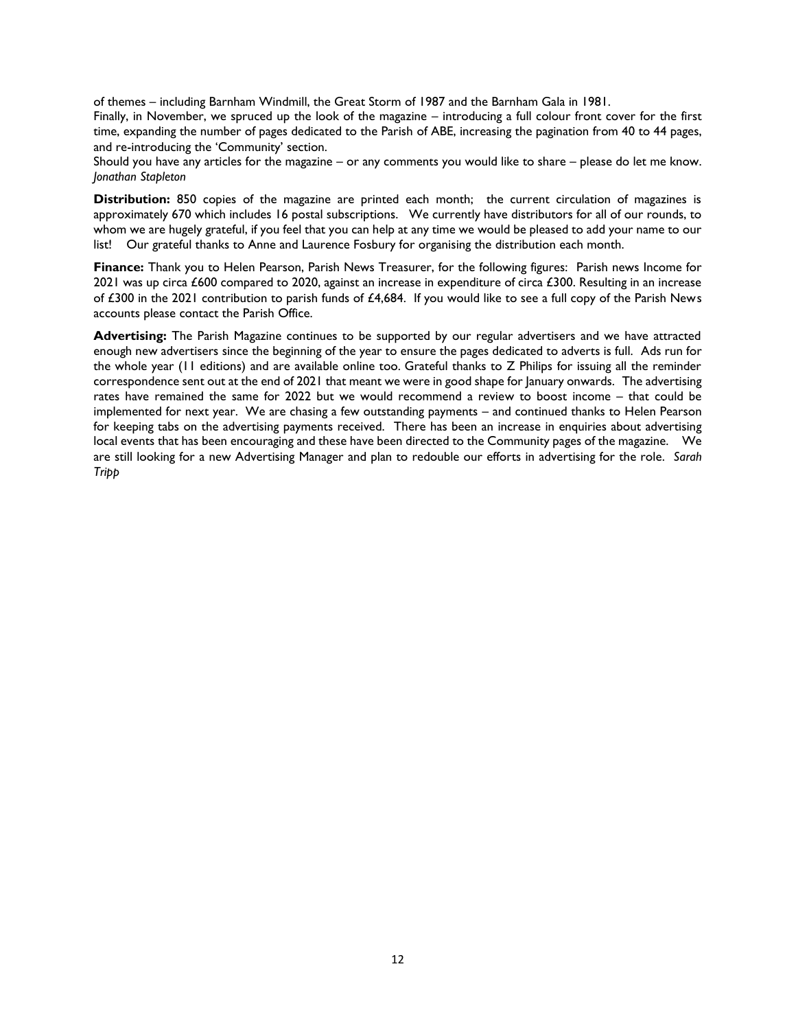of themes – including Barnham Windmill, the Great Storm of 1987 and the Barnham Gala in 1981.

Finally, in November, we spruced up the look of the magazine – introducing a full colour front cover for the first time, expanding the number of pages dedicated to the Parish of ABE, increasing the pagination from 40 to 44 pages, and re-introducing the 'Community' section.

Should you have any articles for the magazine – or any comments you would like to share – please do let me know. *Jonathan Stapleton*

**Distribution:** 850 copies of the magazine are printed each month; the current circulation of magazines is approximately 670 which includes 16 postal subscriptions. We currently have distributors for all of our rounds, to whom we are hugely grateful, if you feel that you can help at any time we would be pleased to add your name to our list! Our grateful thanks to Anne and Laurence Fosbury for organising the distribution each month.

**Finance:** Thank you to Helen Pearson, Parish News Treasurer, for the following figures: Parish news Income for 2021 was up circa £600 compared to 2020, against an increase in expenditure of circa £300. Resulting in an increase of £300 in the 2021 contribution to parish funds of £4,684. If you would like to see a full copy of the Parish News accounts please contact the Parish Office.

**Advertising:** The Parish Magazine continues to be supported by our regular advertisers and we have attracted enough new advertisers since the beginning of the year to ensure the pages dedicated to adverts is full. Ads run for the whole year (11 editions) and are available online too. Grateful thanks to Z Philips for issuing all the reminder correspondence sent out at the end of 2021 that meant we were in good shape for January onwards. The advertising rates have remained the same for 2022 but we would recommend a review to boost income – that could be implemented for next year. We are chasing a few outstanding payments – and continued thanks to Helen Pearson for keeping tabs on the advertising payments received. There has been an increase in enquiries about advertising local events that has been encouraging and these have been directed to the Community pages of the magazine. We are still looking for a new Advertising Manager and plan to redouble our efforts in advertising for the role. *Sarah Tripp*